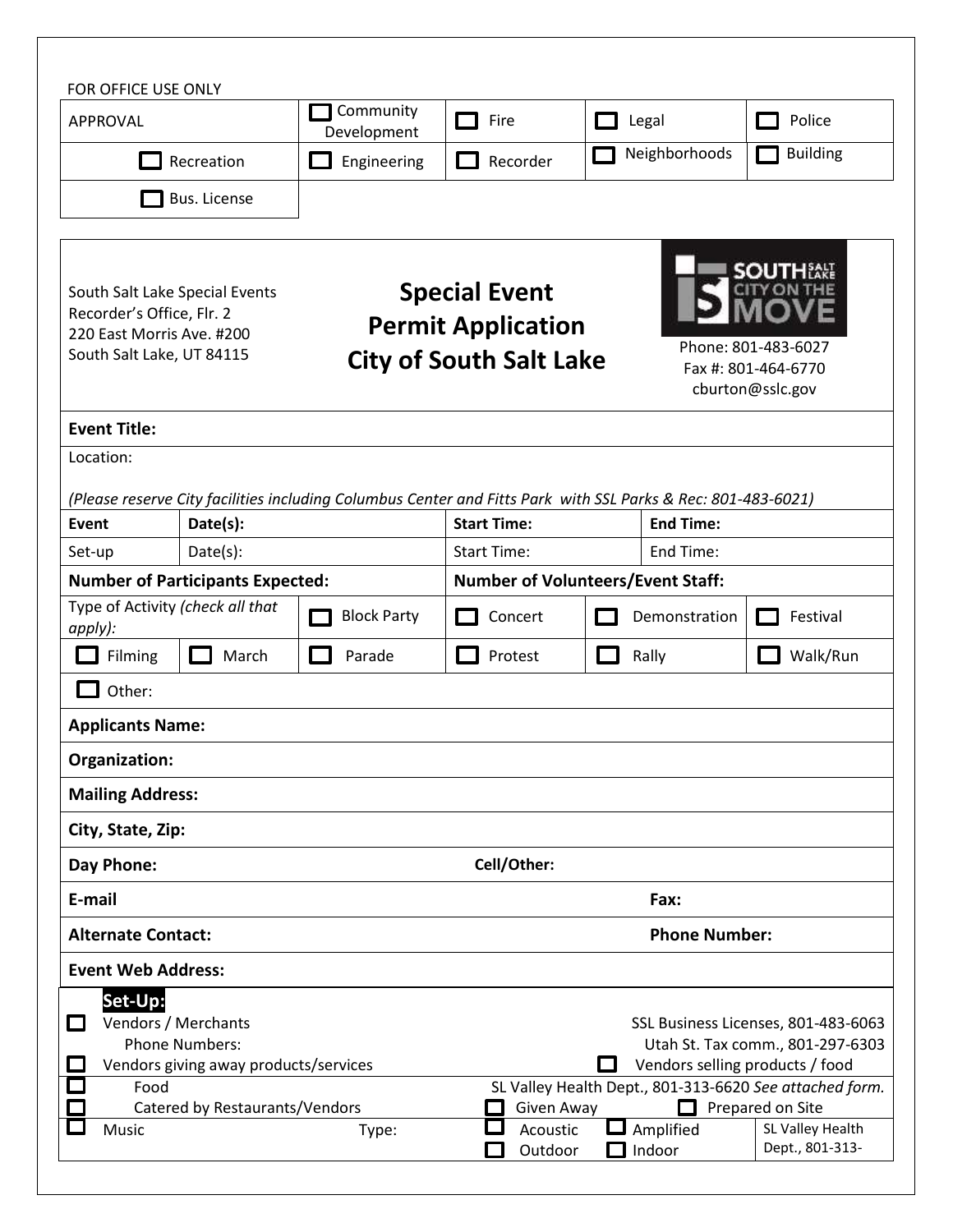FOR OFFICE USE ONLY

| APPROVAL | ☐ Community Development | ☐ Fire | ☐ Legal | ☐ Police |
|---|---|---|---|---|
| ☐ Recreation | ☐ Engineering | ☐ Recorder | ☐ Neighborhoods | ☐ Building |
| ☐ Bus. License | | | | |

South Salt Lake Special Events
Recorder's Office, Flr. 2
220 East Morris Ave. #200
South Salt Lake, UT 84115

# Special Event Permit Application City of South Salt Lake

SOUTH SALT LAKE CITY ON THE MOVE

Phone: 801-483-6027
Fax #: 801-464-6770
cburton@sslc.gov

**Event Title:**

Location:

*(Please reserve City facilities including Columbus Center and Fitts Park with SSL Parks & Rec: 801-483-6021)*

| **Event** | **Date(s):** | **Start Time:** | **End Time:** |
|---|---|---|---|
| Set-up | Date(s): | Start Time: | End Time: |

**Number of Participants Expected:**

**Number of Volunteers/Event Staff:**

Type of Activity *(check all that apply):*

| ☐ Block Party | ☐ Concert | ☐ Demonstration | ☐ Festival |
|---|---|---|---|
| ☐ Filming | ☐ March | ☐ Parade | ☐ Protest |
| ☐ Rally | ☐ Walk/Run | | |

☐ Other:

**Applicants Name:**

**Organization:**

**Mailing Address:**

**City, State, Zip:**

**Day Phone:** **Cell/Other:**

**E-mail** **Fax:**

**Alternate Contact:** **Phone Number:**

**Event Web Address:**

**Set-Up:**

☐ Vendors / Merchants — SSL Business Licenses, 801-483-6063
Phone Numbers: — Utah St. Tax comm., 801-297-6303

☐ Vendors giving away products/services ☐ Vendors selling products / food

☐ Food — SL Valley Health Dept., 801-313-6620 *See attached form.*

☐ Catered by Restaurants/Vendors ☐ Given Away ☐ Prepared on Site

☐ Music Type: ☐ Acoustic ☐ Amplified ☐ Outdoor ☐ Indoor — SL Valley Health Dept., 801-313-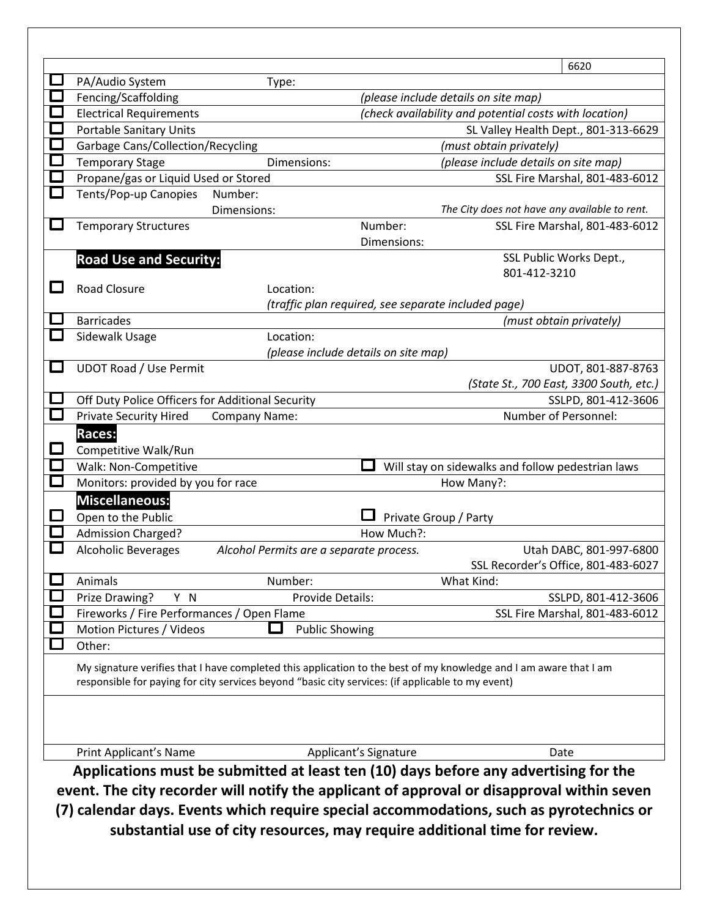| | | | | 6620 |
|---|---|---|---|---|
| ☐ | PA/Audio System | Type: | | |
| ☐ | Fencing/Scaffolding | | *(please include details on site map)* | |
| ☐ | Electrical Requirements | | *(check availability and potential costs with location)* | |
| ☐ | Portable Sanitary Units | | | SL Valley Health Dept., 801-313-6629 |
| ☐ | Garbage Cans/Collection/Recycling | | *(must obtain privately)* | |
| ☐ | Temporary Stage | Dimensions: | *(please include details on site map)* | |
| ☐ | Propane/gas or Liquid Used or Stored | | | SSL Fire Marshal, 801-483-6012 |
| ☐ | Tents/Pop-up Canopies | Number: Dimensions: | | *The City does not have any available to rent.* |
| ☐ | Temporary Structures | | Number: Dimensions: | SSL Fire Marshal, 801-483-6012 |
| | **Road Use and Security:** | | | SSL Public Works Dept., 801-412-3210 |
| ☐ | Road Closure | Location: *(traffic plan required, see separate included page)* | | |
| ☐ | Barricades | | | *(must obtain privately)* |
| ☐ | Sidewalk Usage | Location: *(please include details on site map)* | | |
| ☐ | UDOT Road / Use Permit | | | UDOT, 801-887-8763 *(State St., 700 East, 3300 South, etc.)* |
| ☐ | Off Duty Police Officers for Additional Security | | | SSLPD, 801-412-3606 |
| ☐ | Private Security Hired | Company Name: | | Number of Personnel: |
| | **Races:** | | | |
| ☐ | Competitive Walk/Run | | | |
| ☐ | Walk: Non-Competitive | | ☐ Will stay on sidewalks and follow pedestrian laws | |
| ☐ | Monitors: provided by you for race | | How Many?: | |
| | **Miscellaneous:** | | | |
| ☐ | Open to the Public | | ☐ Private Group / Party | |
| ☐ | Admission Charged? | | How Much?: | |
| ☐ | Alcoholic Beverages | *Alcohol Permits are a separate process.* | | Utah DABC, 801-997-6800 SSL Recorder's Office, 801-483-6027 |
| ☐ | Animals | Number: | What Kind: | |
| ☐ | Prize Drawing? Y N | Provide Details: | | SSLPD, 801-412-3606 |
| ☐ | Fireworks / Fire Performances / Open Flame | | | SSL Fire Marshal, 801-483-6012 |
| ☐ | Motion Pictures / Videos | ☐ Public Showing | | |
| ☐ | Other: | | | |

My signature verifies that I have completed this application to the best of my knowledge and I am aware that I am responsible for paying for city services beyond "basic city services: (if applicable to my event)

| Print Applicant's Name | Applicant's Signature | Date |
|---|---|---|

**Applications must be submitted at least ten (10) days before any advertising for the event. The city recorder will notify the applicant of approval or disapproval within seven (7) calendar days. Events which require special accommodations, such as pyrotechnics or substantial use of city resources, may require additional time for review.**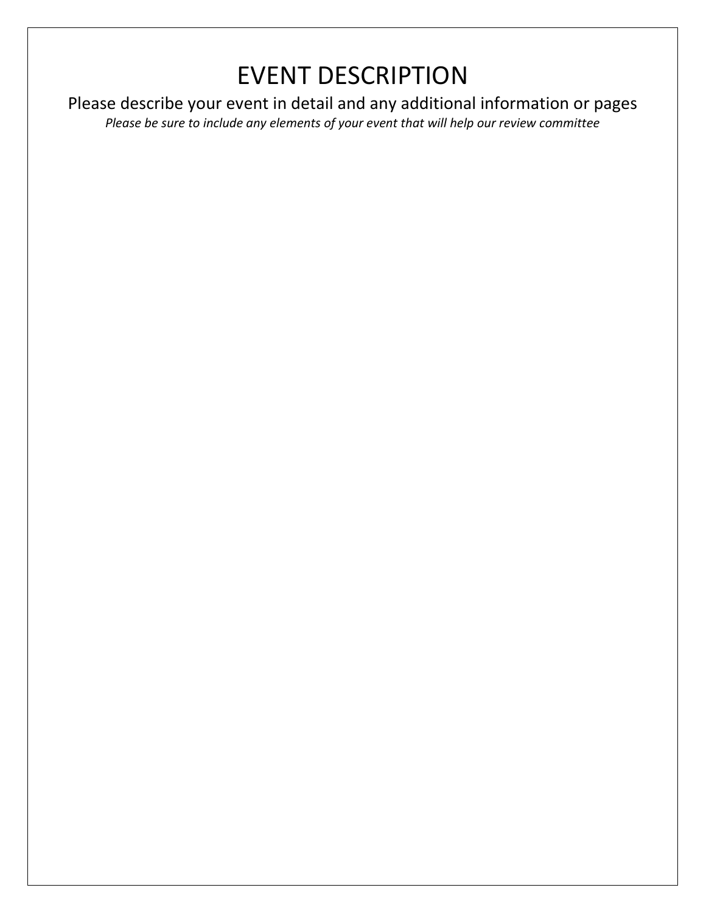# EVENT DESCRIPTION

Please describe your event in detail and any additional information or pages

*Please be sure to include any elements of your event that will help our review committee*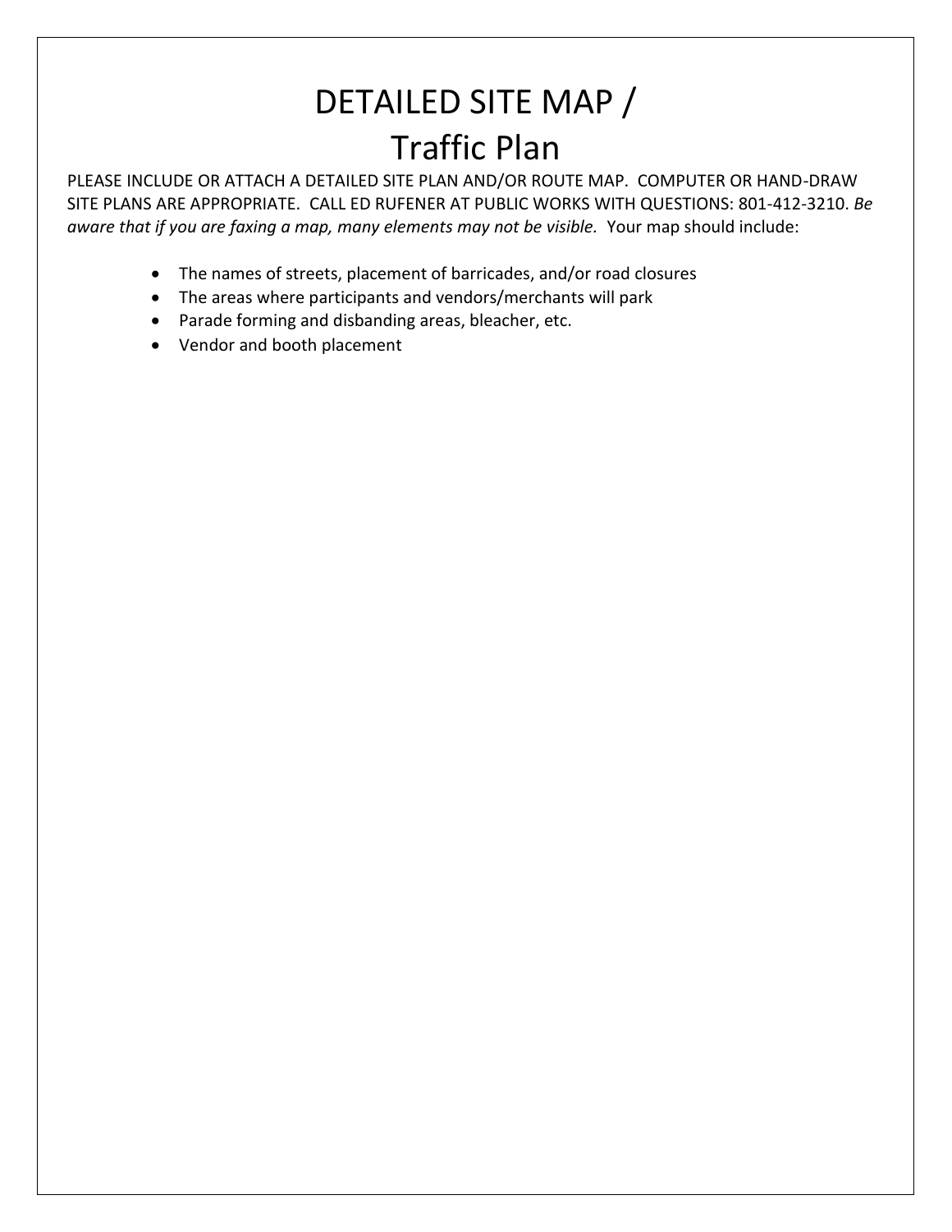# DETAILED SITE MAP / Traffic Plan

PLEASE INCLUDE OR ATTACH A DETAILED SITE PLAN AND/OR ROUTE MAP. COMPUTER OR HAND-DRAW SITE PLANS ARE APPROPRIATE. CALL ED RUFENER AT PUBLIC WORKS WITH QUESTIONS: 801-412-3210. *Be aware that if you are faxing a map, many elements may not be visible.* Your map should include:

- The names of streets, placement of barricades, and/or road closures
- The areas where participants and vendors/merchants will park
- Parade forming and disbanding areas, bleacher, etc.
- Vendor and booth placement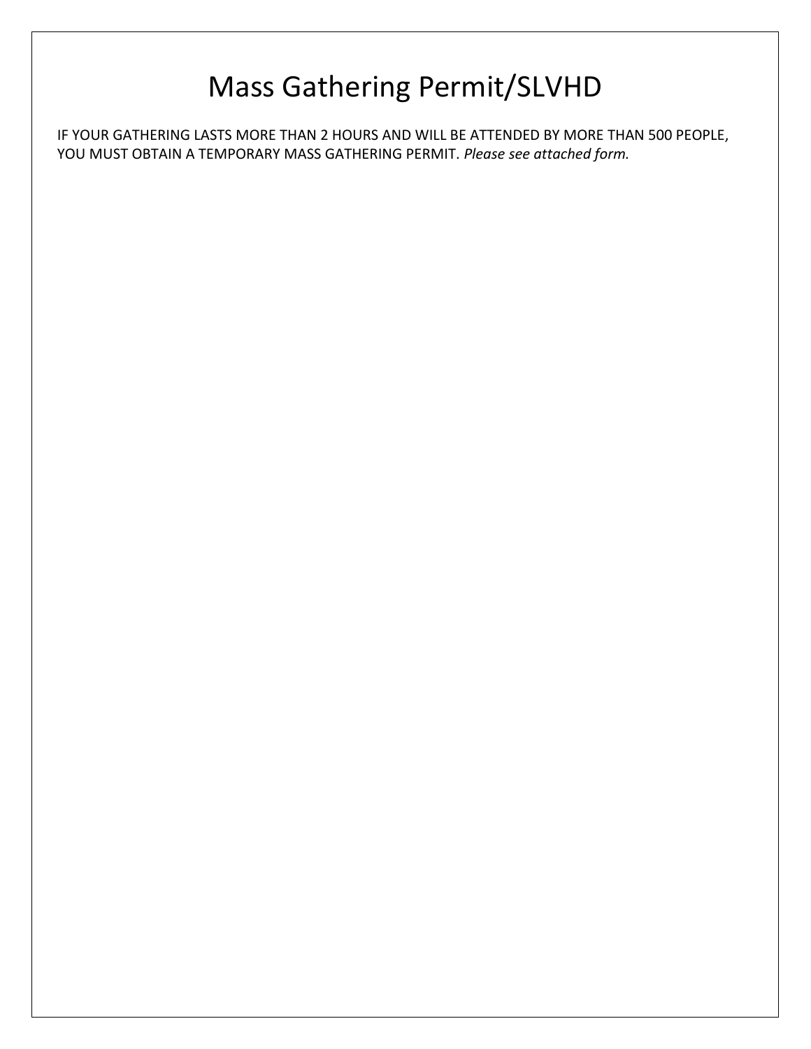# Mass Gathering Permit/SLVHD

IF YOUR GATHERING LASTS MORE THAN 2 HOURS AND WILL BE ATTENDED BY MORE THAN 500 PEOPLE, YOU MUST OBTAIN A TEMPORARY MASS GATHERING PERMIT. *Please see attached form.*